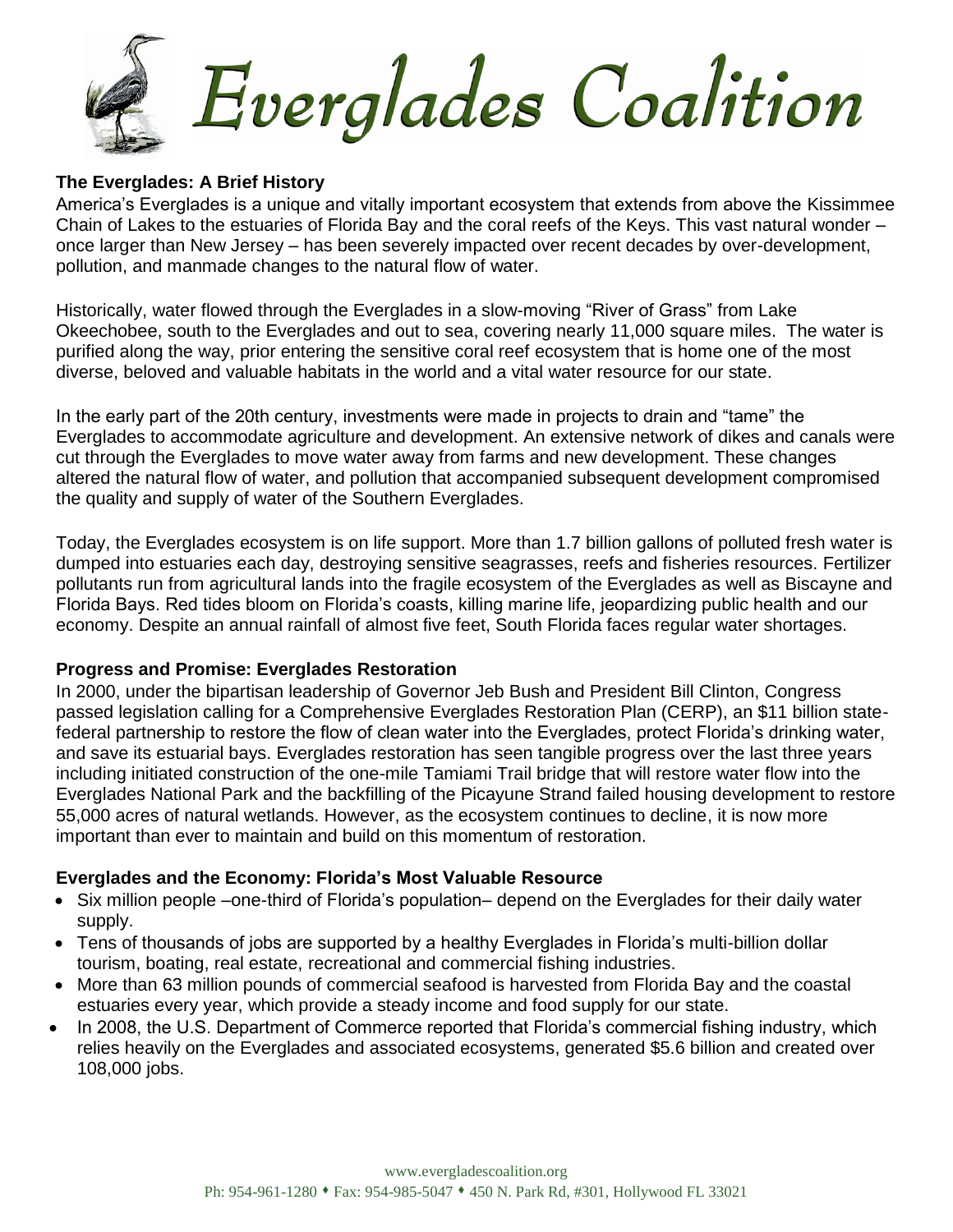# Everglades Coalition

## The Everglades: A Brief History

America's Everglades is a unique and vitally important ecosystem that extends from above the Kissimmee Chain of Lakes to the estuaries of Florida Bay and the coral reefs of the Keys. This vast natural wonder – once larger than New Jersey – has been severely impacted over recent decades by over-development, pollution, and manmade changes to the natural flow of water.

Historically, water flowed through the Everglades in a slow-moving "River of Grass" from Lake Okeechobee, south to the Everglades and out to sea, covering nearly 11,000 square miles. The water is purified along the way, prior entering the sensitive coral reef ecosystem that is home one of the most diverse, beloved and valuable habitats in the world and a vital water resource for our state.

In the early part of the 20th century, investments were made in projects to drain and "tame" the Everglades to accommodate agriculture and development. An extensive network of dikes and canals were cut through the Everglades to move water away from farms and new development. These changes altered the natural flow of water, and pollution that accompanied subsequent development compromised the quality and supply of water of the Southern Everglades.

Today, the Everglades ecosystem is on life support. More than 1.7 billion gallons of polluted fresh water is dumped into estuaries each day, destroying sensitive seagrasses, reefs and fisheries resources. Fertilizer pollutants run from agricultural lands into the fragile ecosystem of the Everglades as well as Biscayne and Florida Bays. Red tides bloom on Florida's coasts, killing marine life, jeopardizing public health and our economy. Despite an annual rainfall of almost five feet, South Florida faces regular water shortages.

## Progress and Promise: Everglades Restoration

In 2000, under the bipartisan leadership of Governor Jeb Bush and President Bill Clinton, Congress passed legislation calling for a Comprehensive Everglades Restoration Plan (CERP), an $11 billion state-federal partnership to restore the flow of clean water into the Everglades, protect Florida's drinking water, and save its estuarial bays. Everglades restoration has seen tangible progress over the last three years including initiated construction of the one-mile Tamiami Trail bridge that will restore water flow into the Everglades National Park and the backfilling of the Picayune Strand failed housing development to restore 55,000 acres of natural wetlands. However, as the ecosystem continues to decline, it is now more important than ever to maintain and build on this momentum of restoration.

## Everglades and the Economy: Florida's Most Valuable Resource

- Six million people –one-third of Florida's population– depend on the Everglades for their daily water supply.
- Tens of thousands of jobs are supported by a healthy Everglades in Florida's multi-billion dollar tourism, boating, real estate, recreational and commercial fishing industries.
- More than 63 million pounds of commercial seafood is harvested from Florida Bay and the coastal estuaries every year, which provide a steady income and food supply for our state.
- In 2008, the U.S. Department of Commerce reported that Florida's commercial fishing industry, which relies heavily on the Everglades and associated ecosystems, generated $5.6 billion and created over 108,000 jobs.

www.evergladescoalition.org
Ph: 954-961-1280 ♦ Fax: 954-985-5047 ♦ 450 N. Park Rd, #301, Hollywood FL 33021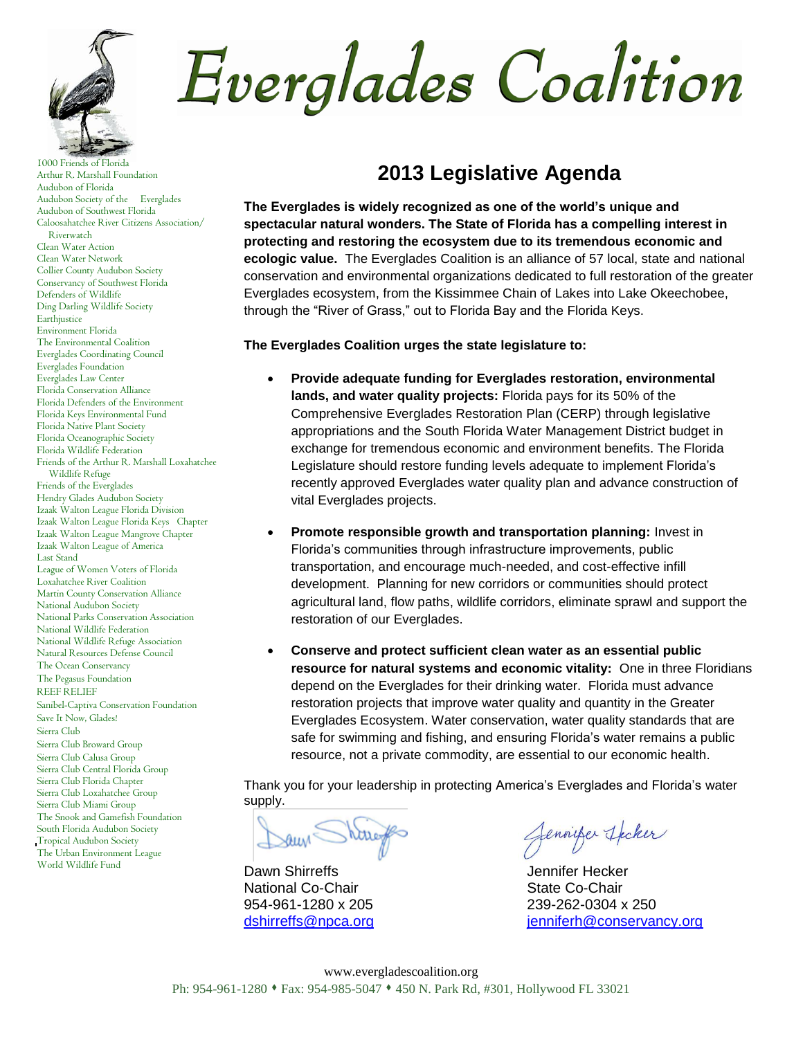# Everglades Coalition

1000 Friends of Florida
Arthur R. Marshall Foundation
Audubon of Florida
Audubon Society of the Everglades
Audubon of Southwest Florida
Caloosahatchee River Citizens Association/ Riverwatch
Clean Water Action
Clean Water Network
Collier County Audubon Society
Conservancy of Southwest Florida
Defenders of Wildlife
Ding Darling Wildlife Society
Earthjustice
Environment Florida
The Environmental Coalition
Everglades Coordinating Council
Everglades Foundation
Everglades Law Center
Florida Conservation Alliance
Florida Defenders of the Environment
Florida Keys Environmental Fund
Florida Native Plant Society
Florida Oceanographic Society
Florida Wildlife Federation
Friends of the Arthur R. Marshall Loxahatchee Wildlife Refuge
Friends of the Everglades
Hendry Glades Audubon Society
Izaak Walton League Florida Division
Izaak Walton League Florida Keys Chapter
Izaak Walton League Mangrove Chapter
Izaak Walton League of America
Last Stand
League of Women Voters of Florida
Loxahatchee River Coalition
Martin County Conservation Alliance
National Audubon Society
National Parks Conservation Association
National Wildlife Federation
National Wildlife Refuge Association
Natural Resources Defense Council
The Ocean Conservancy
The Pegasus Foundation
REEF RELIEF
Sanibel-Captiva Conservation Foundation
Save It Now, Glades!
Sierra Club
Sierra Club Broward Group
Sierra Club Calusa Group
Sierra Club Central Florida Group
Sierra Club Florida Chapter
Sierra Club Loxahatchee Group
Sierra Club Miami Group
The Snook and Gamefish Foundation
South Florida Audubon Society
Tropical Audubon Society
The Urban Environment League
World Wildlife Fund

## 2013 Legislative Agenda

**The Everglades is widely recognized as one of the world's unique and spectacular natural wonders. The State of Florida has a compelling interest in protecting and restoring the ecosystem due to its tremendous economic and ecologic value.** The Everglades Coalition is an alliance of 57 local, state and national conservation and environmental organizations dedicated to full restoration of the greater Everglades ecosystem, from the Kissimmee Chain of Lakes into Lake Okeechobee, through the "River of Grass," out to Florida Bay and the Florida Keys.

**The Everglades Coalition urges the state legislature to:**

- **Provide adequate funding for Everglades restoration, environmental lands, and water quality projects:** Florida pays for its 50% of the Comprehensive Everglades Restoration Plan (CERP) through legislative appropriations and the South Florida Water Management District budget in exchange for tremendous economic and environment benefits. The Florida Legislature should restore funding levels adequate to implement Florida's recently approved Everglades water quality plan and advance construction of vital Everglades projects.

- **Promote responsible growth and transportation planning:** Invest in Florida's communities through infrastructure improvements, public transportation, and encourage much-needed, and cost-effective infill development. Planning for new corridors or communities should protect agricultural land, flow paths, wildlife corridors, eliminate sprawl and support the restoration of our Everglades.

- **Conserve and protect sufficient clean water as an essential public resource for natural systems and economic vitality:** One in three Floridians depend on the Everglades for their drinking water. Florida must advance restoration projects that improve water quality and quantity in the Greater Everglades Ecosystem. Water conservation, water quality standards that are safe for swimming and fishing, and ensuring Florida's water remains a public resource, not a private commodity, are essential to our economic health.

Thank you for your leadership in protecting America's Everglades and Florida's water supply.

Dawn Shirreffs
National Co-Chair
954-961-1280 x 205
dshirreffs@npca.org

Jennifer Hecker
State Co-Chair
239-262-0304 x 250
jenniferh@conservancy.org

www.evergladescoalition.org
Ph: 954-961-1280 ♦ Fax: 954-985-5047 ♦ 450 N. Park Rd, #301, Hollywood FL 33021